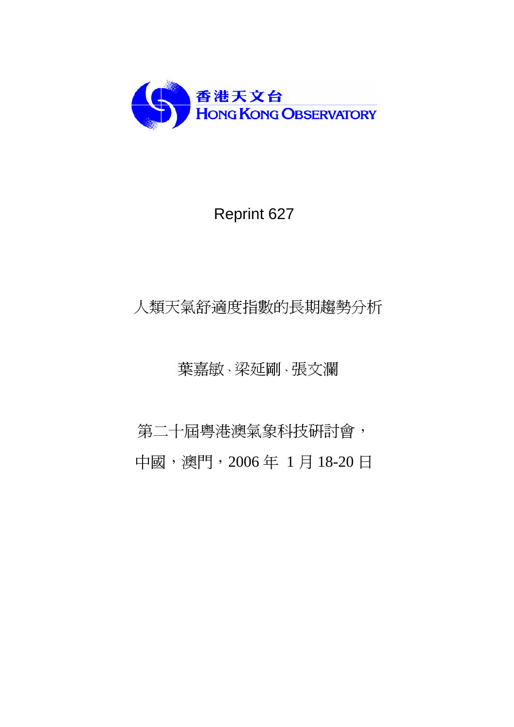香港天文台
HONG KONG OBSERVATORY

Reprint 627

# 人類天氣舒適度指數的長期趨勢分析

葉嘉敏、梁延剛、張文瀾

第二十屆粵港澳氣象科技研討會，

中國，澳門，2006 年 1 月 18-20 日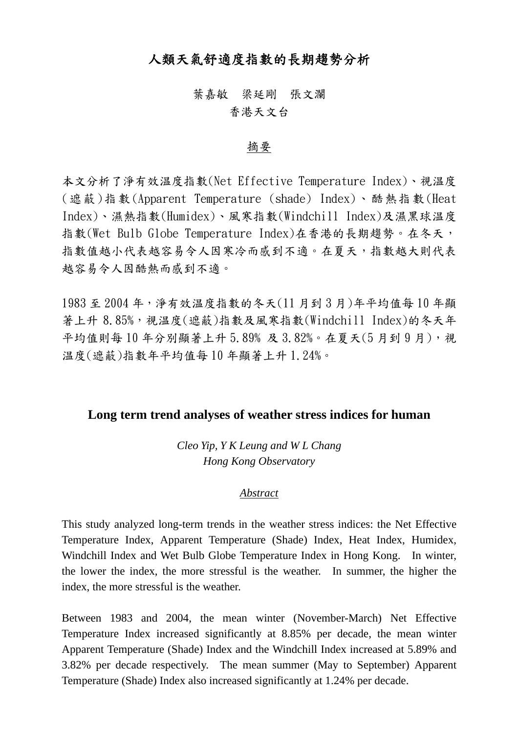# 人類天氣舒適度指數的長期趨勢分析

葉嘉敏　梁延剛　張文瀾

香港天文台

摘要

本文分析了淨有效溫度指數(Net Effective Temperature Index)、視溫度(遮蔽)指數(Apparent Temperature (shade) Index)、酷熱指數(Heat Index)、濕熱指數(Humidex)、風寒指數(Windchill Index)及濕黑球溫度指數(Wet Bulb Globe Temperature Index)在香港的長期趨勢。在冬天，指數值越小代表越容易令人因寒冷而感到不適。在夏天，指數越大則代表越容易令人因酷熱而感到不適。

1983 至 2004 年，淨有效溫度指數的冬天(11 月到 3 月)年平均值每 10 年顯著上升 8.85%，視溫度(遮蔽)指數及風寒指數(Windchill Index)的冬天年平均值則每 10 年分別顯著上升 5.89% 及 3.82%。在夏天(5 月到 9 月)，視溫度(遮蔽)指數年平均值每 10 年顯著上升 1.24%。

# Long term trend analyses of weather stress indices for human

*Cleo Yip, Y K Leung and W L Chang*

*Hong Kong Observatory*

*Abstract*

This study analyzed long-term trends in the weather stress indices: the Net Effective Temperature Index, Apparent Temperature (Shade) Index, Heat Index, Humidex, Windchill Index and Wet Bulb Globe Temperature Index in Hong Kong. In winter, the lower the index, the more stressful is the weather. In summer, the higher the index, the more stressful is the weather.

Between 1983 and 2004, the mean winter (November-March) Net Effective Temperature Index increased significantly at 8.85% per decade, the mean winter Apparent Temperature (Shade) Index and the Windchill Index increased at 5.89% and 3.82% per decade respectively. The mean summer (May to September) Apparent Temperature (Shade) Index also increased significantly at 1.24% per decade.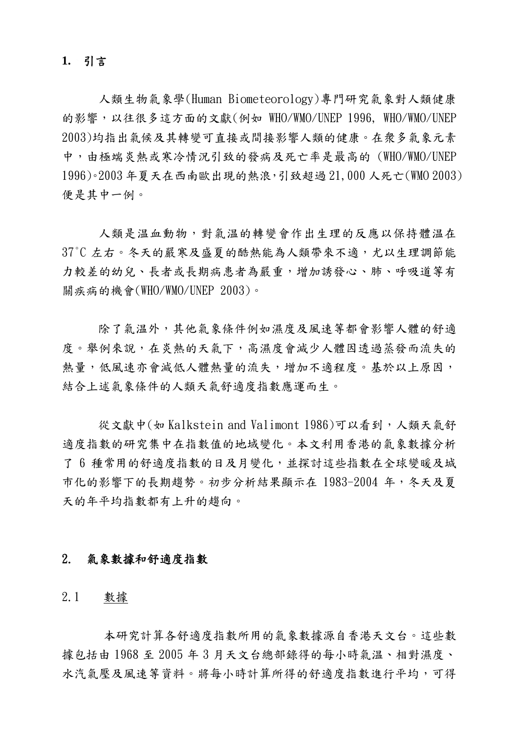## 1. 引言

人類生物氣象學(Human Biometeorology)專門研究氣象對人類健康的影響，以往很多這方面的文獻(例如 WHO/WMO/UNEP 1996, WHO/WMO/UNEP 2003)均指出氣候及其轉變可直接或間接影響人類的健康。在衆多氣象元素中，由極端炎熱或寒冷情況引致的發病及死亡率是最高的 (WHO/WMO/UNEP 1996)。2003 年夏天在西南歐出現的熱浪，引致超過 21,000 人死亡(WMO 2003)便是其中一例。

人類是温血動物，對氣温的轉變會作出生理的反應以保持體温在 37°C 左右。冬天的嚴寒及盛夏的酷熱能為人類帶來不適，尤以生理調節能力較差的幼兒、長者或長期病患者為嚴重，增加誘發心、肺、呼吸道等有關疾病的機會(WHO/WMO/UNEP 2003)。

除了氣温外，其他氣象條件例如濕度及風速等都會影響人體的舒適度。舉例來説，在炎熱的天氣下，高濕度會減少人體因透過蒸發而流失的熱量，低風速亦會減低人體熱量的流失，增加不適程度。基於以上原因，結合上述氣象條件的人類天氣舒適度指數應運而生。

從文獻中(如 Kalkstein and Valimont 1986)可以看到，人類天氣舒適度指數的研究集中在指數值的地域變化。本文利用香港的氣象數據分析了 6 種常用的舒適度指數的日及月變化，並探討這些指數在全球變暖及城市化的影響下的長期趨勢。初步分析結果顯示在 1983-2004 年，冬天及夏天的年平均指數都有上升的趨向。

## 2. 氣象數據和舒適度指數

### 2.1 數據

本研究計算各舒適度指數所用的氣象數據源自香港天文台。這些數據包括由 1968 至 2005 年 3 月天文台總部錄得的每小時氣温、相對濕度、水汽氣壓及風速等資料。將每小時計算所得的舒適度指數進行平均，可得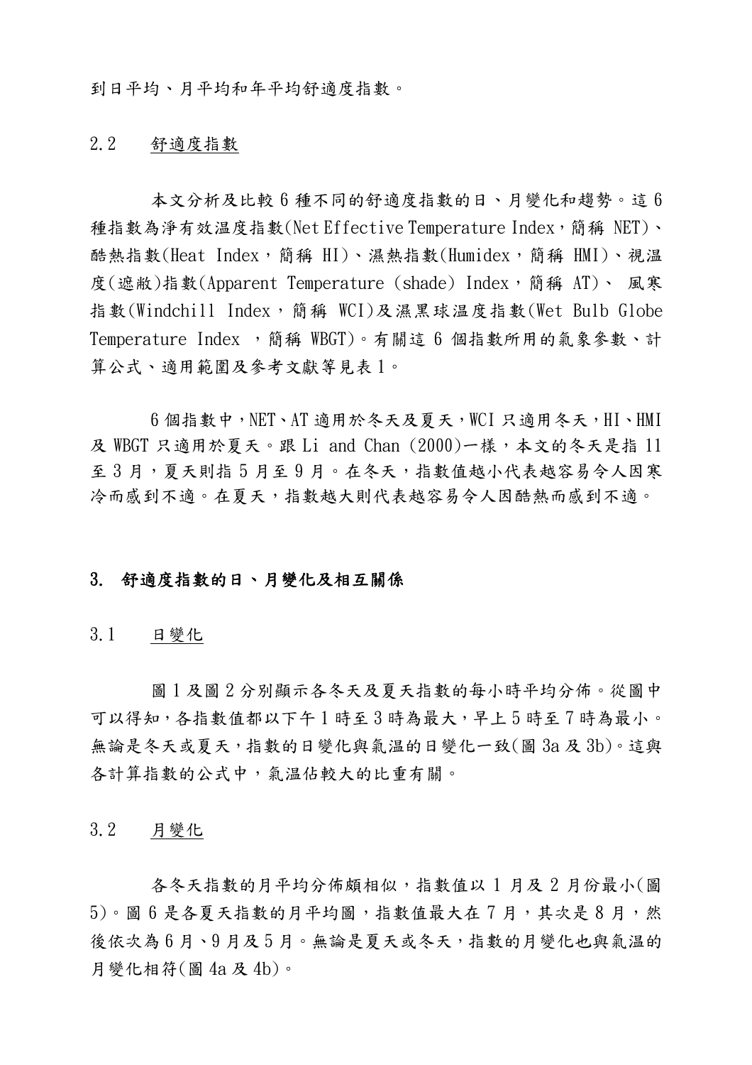到日平均、月平均和年平均舒適度指數。

### 2.2 舒適度指數

本文分析及比較 6 種不同的舒適度指數的日、月變化和趨勢。這 6 種指數為淨有效溫度指數(Net Effective Temperature Index，簡稱 NET)、酷熱指數(Heat Index，簡稱 HI)、濕熱指數(Humidex，簡稱 HMI)、視溫度(遮蔽)指數(Apparent Temperature (shade) Index，簡稱 AT)、 風寒指數(Windchill Index，簡稱 WCI)及濕黑球溫度指數(Wet Bulb Globe Temperature Index ，簡稱 WBGT)。有關這 6 個指數所用的氣象參數、計算公式、適用範圍及參考文獻等見表 1。

6 個指數中，NET、AT 適用於冬天及夏天，WCI 只適用冬天，HI、HMI 及 WBGT 只適用於夏天。跟 Li and Chan (2000)一樣，本文的冬天是指 11 至 3 月，夏天則指 5 月至 9 月。在冬天，指數值越小代表越容易令人因寒冷而感到不適。在夏天，指數越大則代表越容易令人因酷熱而感到不適。

## 3. 舒適度指數的日、月變化及相互關係

### 3.1 日變化

圖 1 及圖 2 分別顯示各冬天及夏天指數的每小時平均分佈。從圖中可以得知，各指數值都以下午 1 時至 3 時為最大，早上 5 時至 7 時為最小。無論是冬天或夏天，指數的日變化與氣溫的日變化一致(圖 3a 及 3b)。這與各計算指數的公式中，氣溫佔較大的比重有關。

### 3.2 月變化

各冬天指數的月平均分佈頗相似，指數值以 1 月及 2 月份最小(圖 5)。圖 6 是各夏天指數的月平均圖，指數值最大在 7 月，其次是 8 月，然後依次為 6 月、9 月及 5 月。無論是夏天或冬天，指數的月變化也與氣溫的月變化相符(圖 4a 及 4b)。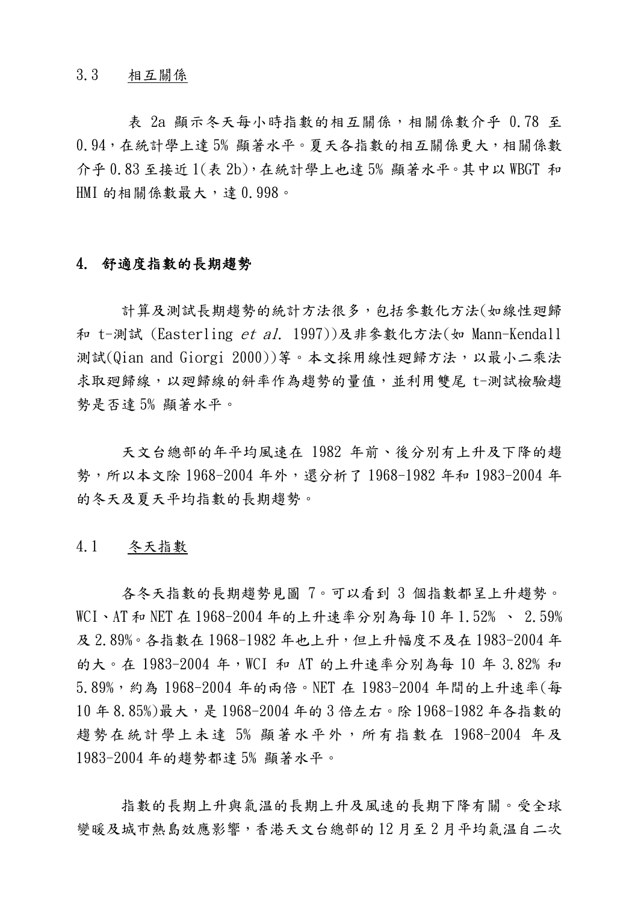### 3.3 相互關係

表 2a 顯示冬天每小時指數的相互關係，相關係數介乎 0.78 至 0.94，在統計學上達 5% 顯著水平。夏天各指數的相互關係更大，相關係數介乎 0.83 至接近 1(表 2b)，在統計學上也達 5% 顯著水平。其中以 WBGT 和 HMI 的相關係數最大，達 0.998。

## 4. 舒適度指數的長期趨勢

計算及測試長期趨勢的統計方法很多，包括參數化方法(如線性迴歸和 t-測試 (Easterling *et al.* 1997))及非參數化方法(如 Mann-Kendall 測試(Qian and Giorgi 2000))等。本文採用線性迴歸方法，以最小二乘法求取迴歸線，以迴歸線的斜率作為趨勢的量值，並利用雙尾 t-測試檢驗趨勢是否達 5% 顯著水平。

天文台總部的年平均風速在 1982 年前、後分別有上升及下降的趨勢，所以本文除 1968-2004 年外，還分析了 1968-1982 年和 1983-2004 年的冬天及夏天平均指數的長期趨勢。

### 4.1 冬天指數

各冬天指數的長期趨勢見圖 7。可以看到 3 個指數都呈上升趨勢。WCI、AT 和 NET 在 1968-2004 年的上升速率分別為每 10 年 1.52% 、 2.59% 及 2.89%。各指數在 1968-1982 年也上升，但上升幅度不及在 1983-2004 年的大。在 1983-2004 年，WCI 和 AT 的上升速率分別為每 10 年 3.82% 和 5.89%，約為 1968-2004 年的兩倍。NET 在 1983-2004 年間的上升速率(每 10 年 8.85%)最大，是 1968-2004 年的 3 倍左右。除 1968-1982 年各指數的趨勢在統計學上未達 5% 顯著水平外，所有指數在 1968-2004 年及 1983-2004 年的趨勢都達 5% 顯著水平。

指數的長期上升與氣溫的長期上升及風速的長期下降有關。受全球變暖及城市熱島效應影響，香港天文台總部的 12 月至 2 月平均氣溫自二次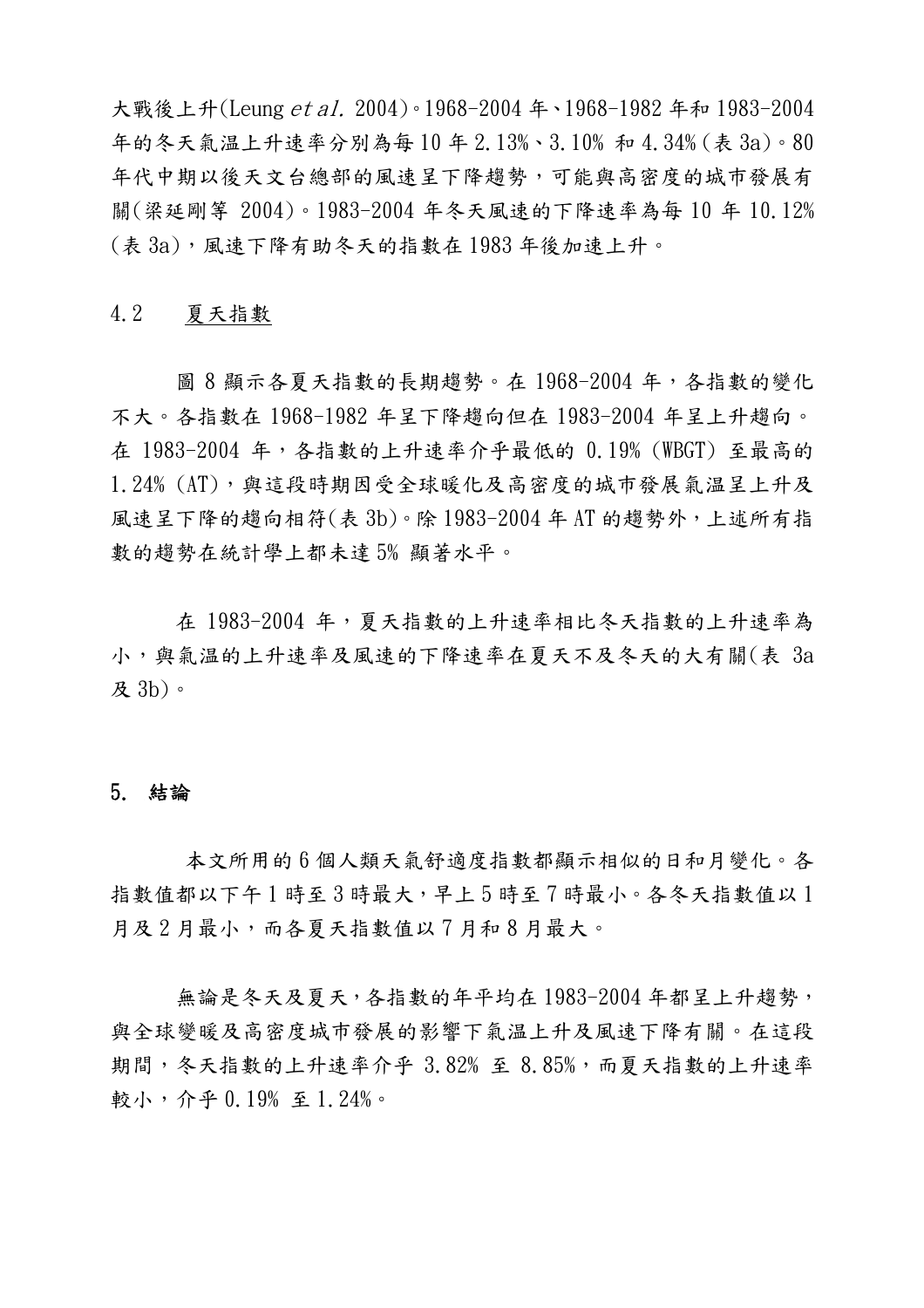大戰後上升(Leung *et al.* 2004)。1968-2004 年、1968-1982 年和 1983-2004 年的冬天氣溫上升速率分別為每 10 年 2.13%、3.10% 和 4.34%(表 3a)。80 年代中期以後天文台總部的風速呈下降趨勢，可能與高密度的城市發展有關(梁延剛等 2004)。1983-2004 年冬天風速的下降速率為每 10 年 10.12%(表 3a)，風速下降有助冬天的指數在 1983 年後加速上升。

### 4.2 夏天指數

圖 8 顯示各夏天指數的長期趨勢。在 1968-2004 年，各指數的變化不大。各指數在 1968-1982 年呈下降趨向但在 1983-2004 年呈上升趨向。在 1983-2004 年，各指數的上升速率介乎最低的 0.19% (WBGT) 至最高的 1.24% (AT)，與這段時期因受全球暖化及高密度的城市發展氣溫呈上升及風速呈下降的趨向相符(表 3b)。除 1983-2004 年 AT 的趨勢外，上述所有指數的趨勢在統計學上都未達 5% 顯著水平。

在 1983-2004 年，夏天指數的上升速率相比冬天指數的上升速率為小，與氣溫的上升速率及風速的下降速率在夏天不及冬天的大有關(表 3a 及 3b)。

## 5. 結論

本文所用的 6 個人類天氣舒適度指數都顯示相似的日和月變化。各指數值都以下午 1 時至 3 時最大，早上 5 時至 7 時最小。各冬天指數值以 1 月及 2 月最小，而各夏天指數值以 7 月和 8 月最大。

無論是冬天及夏天，各指數的年平均在 1983-2004 年都呈上升趨勢，與全球變暖及高密度城市發展的影響下氣溫上升及風速下降有關。在這段期間，冬天指數的上升速率介乎 3.82% 至 8.85%，而夏天指數的上升速率較小，介乎 0.19% 至 1.24%。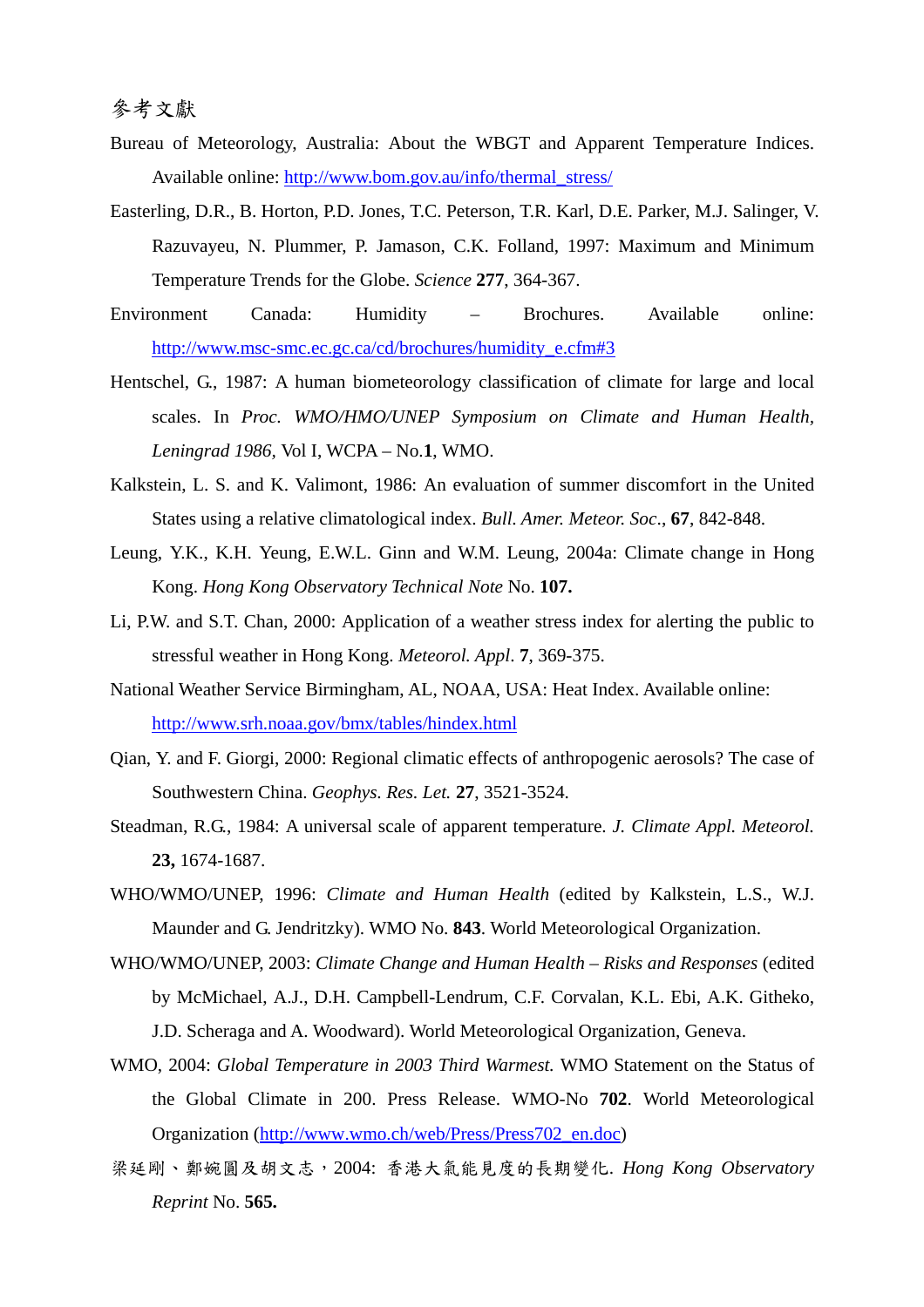## 參考文獻

Bureau of Meteorology, Australia: About the WBGT and Apparent Temperature Indices. Available online: http://www.bom.gov.au/info/thermal_stress/

Easterling, D.R., B. Horton, P.D. Jones, T.C. Peterson, T.R. Karl, D.E. Parker, M.J. Salinger, V. Razuvayeu, N. Plummer, P. Jamason, C.K. Folland, 1997: Maximum and Minimum Temperature Trends for the Globe. *Science* **277**, 364-367.

Environment Canada: Humidity – Brochures. Available online: http://www.msc-smc.ec.gc.ca/cd/brochures/humidity_e.cfm#3

Hentschel, G., 1987: A human biometeorology classification of climate for large and local scales. In *Proc. WMO/HMO/UNEP Symposium on Climate and Human Health, Leningrad 1986,* Vol I, WCPA – No.**1**, WMO.

Kalkstein, L. S. and K. Valimont, 1986: An evaluation of summer discomfort in the United States using a relative climatological index. *Bull. Amer. Meteor. Soc*., **67**, 842-848.

Leung, Y.K., K.H. Yeung, E.W.L. Ginn and W.M. Leung, 2004a: Climate change in Hong Kong. *Hong Kong Observatory Technical Note* No. **107.**

Li, P.W. and S.T. Chan, 2000: Application of a weather stress index for alerting the public to stressful weather in Hong Kong. *Meteorol. Appl*. **7**, 369-375.

National Weather Service Birmingham, AL, NOAA, USA: Heat Index. Available online: http://www.srh.noaa.gov/bmx/tables/hindex.html

Qian, Y. and F. Giorgi, 2000: Regional climatic effects of anthropogenic aerosols? The case of Southwestern China. *Geophys. Res. Let.* **27**, 3521-3524.

Steadman, R.G., 1984: A universal scale of apparent temperature. *J. Climate Appl. Meteorol.* **23,** 1674-1687.

WHO/WMO/UNEP, 1996: *Climate and Human Health* (edited by Kalkstein, L.S., W.J. Maunder and G. Jendritzky). WMO No. **843**. World Meteorological Organization.

WHO/WMO/UNEP, 2003: *Climate Change and Human Health – Risks and Responses* (edited by McMichael, A.J., D.H. Campbell-Lendrum, C.F. Corvalan, K.L. Ebi, A.K. Githeko, J.D. Scheraga and A. Woodward). World Meteorological Organization, Geneva.

WMO, 2004: *Global Temperature in 2003 Third Warmest.* WMO Statement on the Status of the Global Climate in 200. Press Release. WMO-No **702**. World Meteorological Organization (http://www.wmo.ch/web/Press/Press702_en.doc)

梁延剛、鄭婉圓及胡文志，2004: 香港大氣能見度的長期變化. *Hong Kong Observatory Reprint* No. **565.**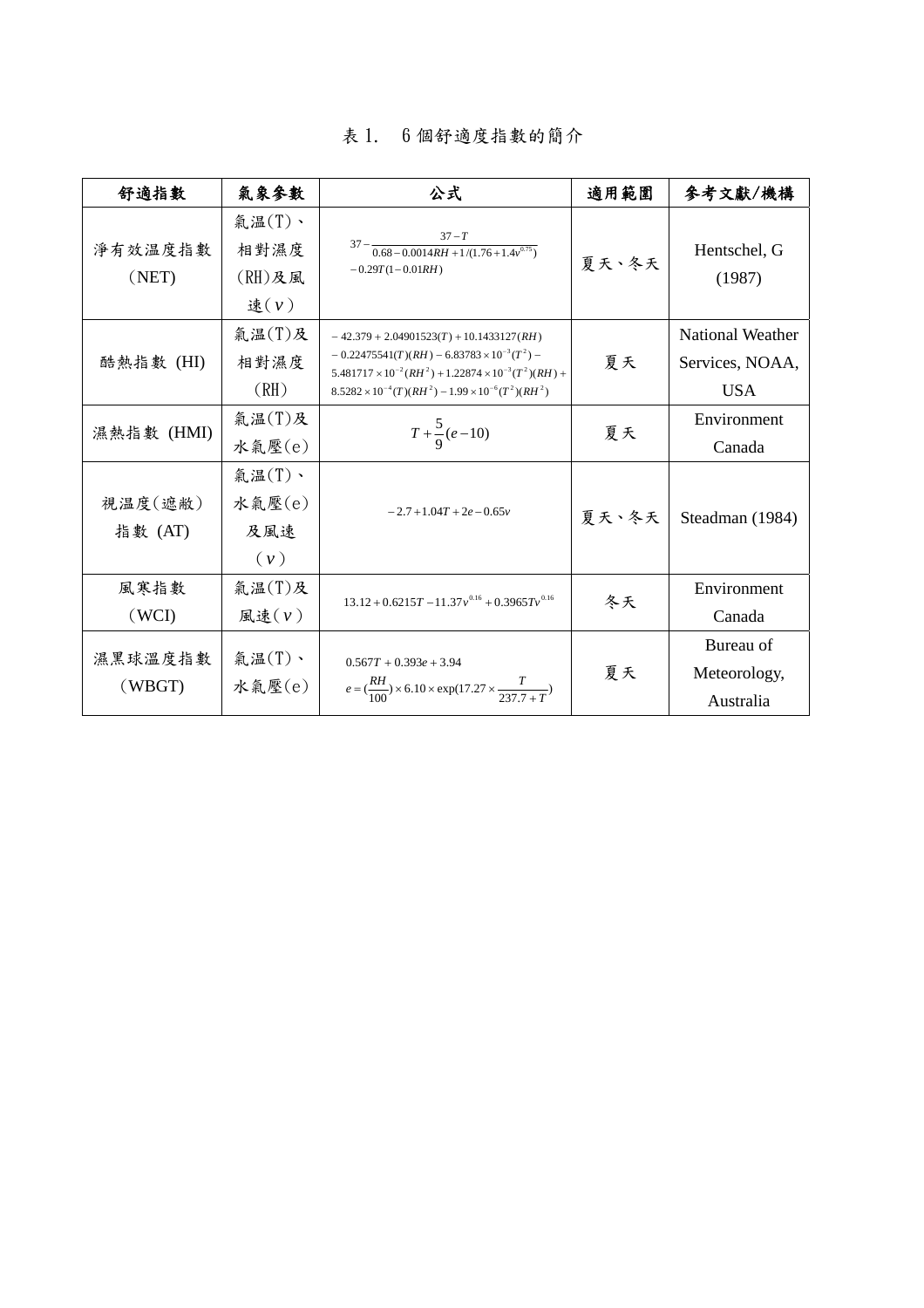表 1.　6 個舒適度指數的簡介

| 舒適指數 | 氣象參數 | 公式 | 適用範圍 | 參考文獻/機構 |
|---|---|---|---|---|
| 淨有效溫度指數 (NET) | 氣溫(T)、相對濕度(RH)及風速($v$) | $37-\dfrac{37-T}{0.68-0.0014RH+1/(1.76+1.4v^{0.75})}-0.29T(1-0.01RH)$ | 夏天、冬天 | Hentschel, G (1987) |
| 酷熱指數 (HI) | 氣溫(T)及相對濕度(RH) | $-42.379+2.04901523(T)+10.1433127(RH)-0.22475541(T)(RH)-6.83783\times10^{-3}(T^2)-5.481717\times10^{-2}(RH^2)+1.22874\times10^{-3}(T^2)(RH)+8.5282\times10^{-4}(T)(RH^2)-1.99\times10^{-6}(T^2)(RH^2)$ | 夏天 | National Weather Services, NOAA, USA |
| 濕熱指數 (HMI) | 氣溫(T)及水氣壓(e) | $T+\frac{5}{9}(e-10)$ | 夏天 | Environment Canada |
| 視溫度(遮蔽)指數 (AT) | 氣溫(T)、水氣壓(e)及風速($v$) | $-2.7+1.04T+2e-0.65v$ | 夏天、冬天 | Steadman (1984) |
| 風寒指數 (WCI) | 氣溫(T)及風速($v$) | $13.12+0.6215T-11.37v^{0.16}+0.3965Tv^{0.16}$ | 冬天 | Environment Canada |
| 濕黑球溫度指數 (WBGT) | 氣溫(T)、水氣壓(e) | $0.567T+0.393e+3.94$ <br> $e=(\frac{RH}{100})\times6.10\times\exp(17.27\times\frac{T}{237.7+T})$ | 夏天 | Bureau of Meteorology, Australia |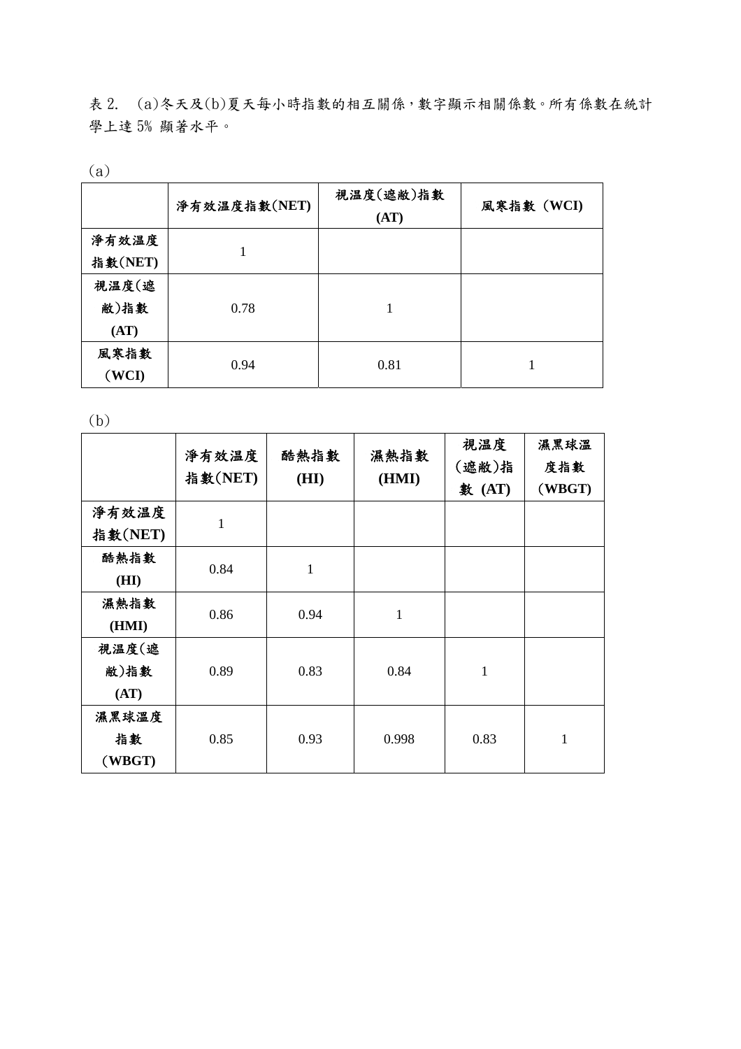表 2.　(a)冬天及(b)夏天每小時指數的相互關係，數字顯示相關係數。所有係數在統計學上達 5% 顯著水平。

(a)

| | 淨有效溫度指數(NET) | 視溫度(遮敝)指數 (AT) | 風寒指數 (WCI) |
|---|---|---|---|
| 淨有效溫度指數(NET) | 1 | | |
| 視溫度(遮敝)指數 (AT) | 0.78 | 1 | |
| 風寒指數 (WCI) | 0.94 | 0.81 | 1 |

(b)

| | 淨有效溫度指數(NET) | 酷熱指數 (HI) | 濕熱指數 (HMI) | 視溫度(遮敝)指數 (AT) | 濕黑球溫度指數 (WBGT) |
|---|---|---|---|---|---|
| 淨有效溫度指數(NET) | 1 | | | | |
| 酷熱指數 (HI) | 0.84 | 1 | | | |
| 濕熱指數 (HMI) | 0.86 | 0.94 | 1 | | |
| 視溫度(遮敝)指數 (AT) | 0.89 | 0.83 | 0.84 | 1 | |
| 濕黑球溫度指數 (WBGT) | 0.85 | 0.93 | 0.998 | 0.83 | 1 |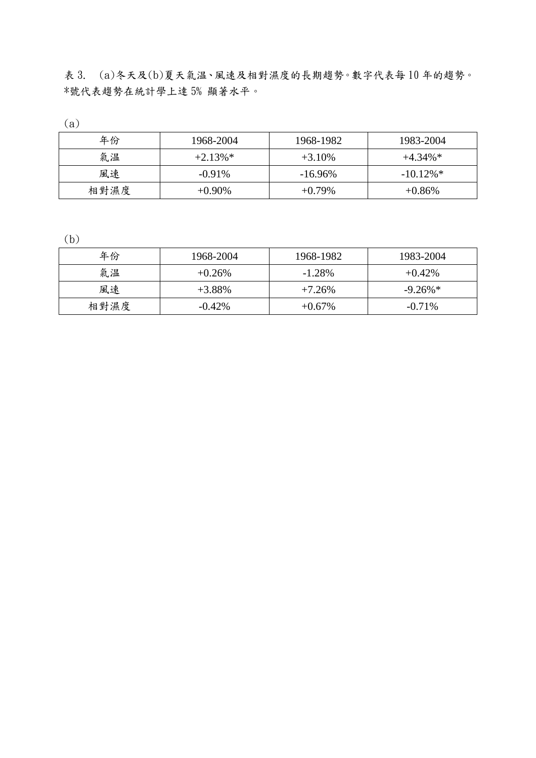表 3. (a)冬天及(b)夏天氣温、風速及相對濕度的長期趨勢。數字代表每 10 年的趨勢。*號代表趨勢在統計學上達 5% 顯著水平。

(a)

| 年份 | 1968-2004 | 1968-1982 | 1983-2004 |
|---|---|---|---|
| 氣温 | +2.13%* | +3.10% | +4.34%* |
| 風速 | -0.91% | -16.96% | -10.12%* |
| 相對濕度 | +0.90% | +0.79% | +0.86% |

(b)

| 年份 | 1968-2004 | 1968-1982 | 1983-2004 |
|---|---|---|---|
| 氣温 | +0.26% | -1.28% | +0.42% |
| 風速 | +3.88% | +7.26% | -9.26%* |
| 相對濕度 | -0.42% | +0.67% | -0.71% |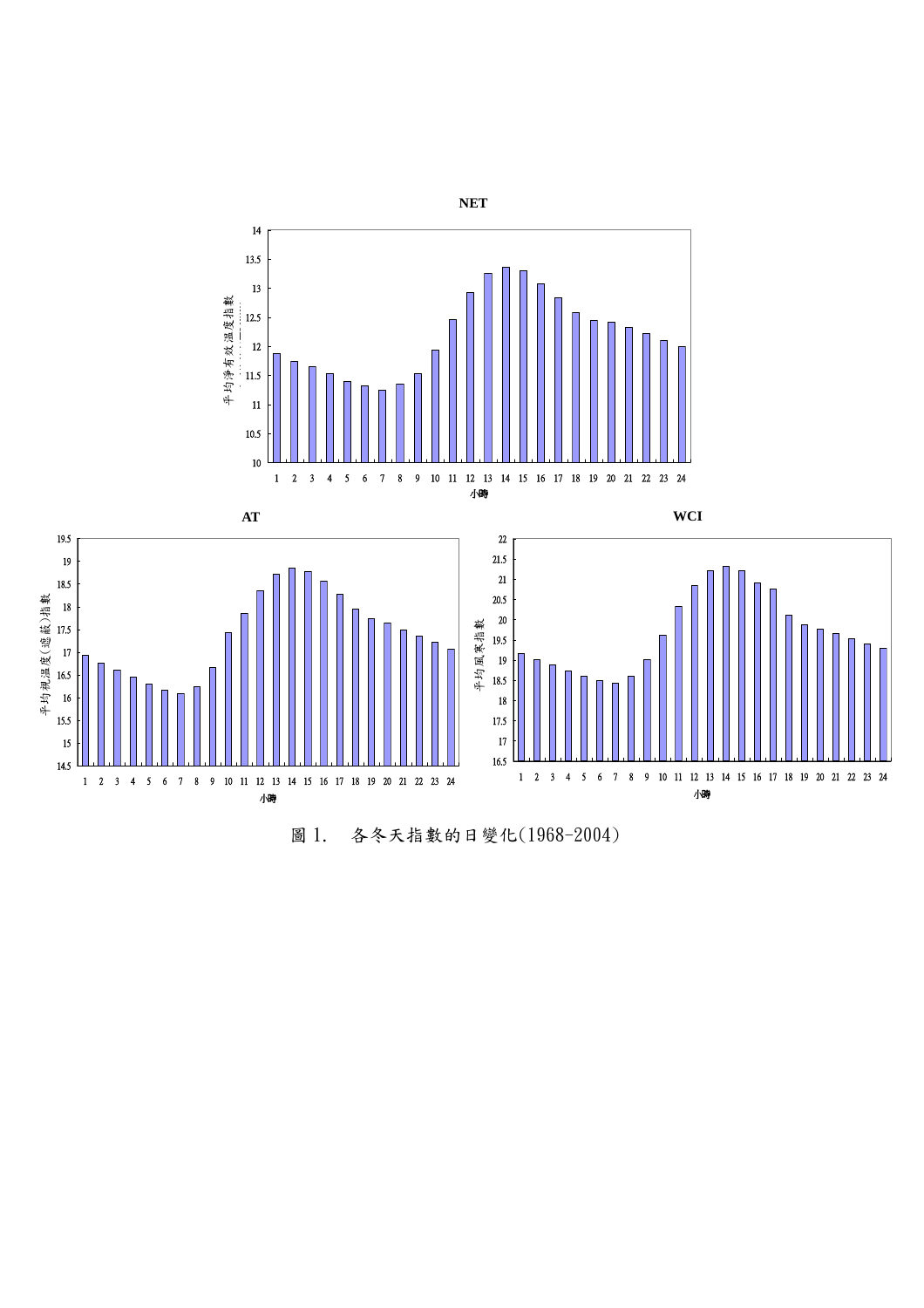圖 1.　各冬天指數的日變化(1968-2004)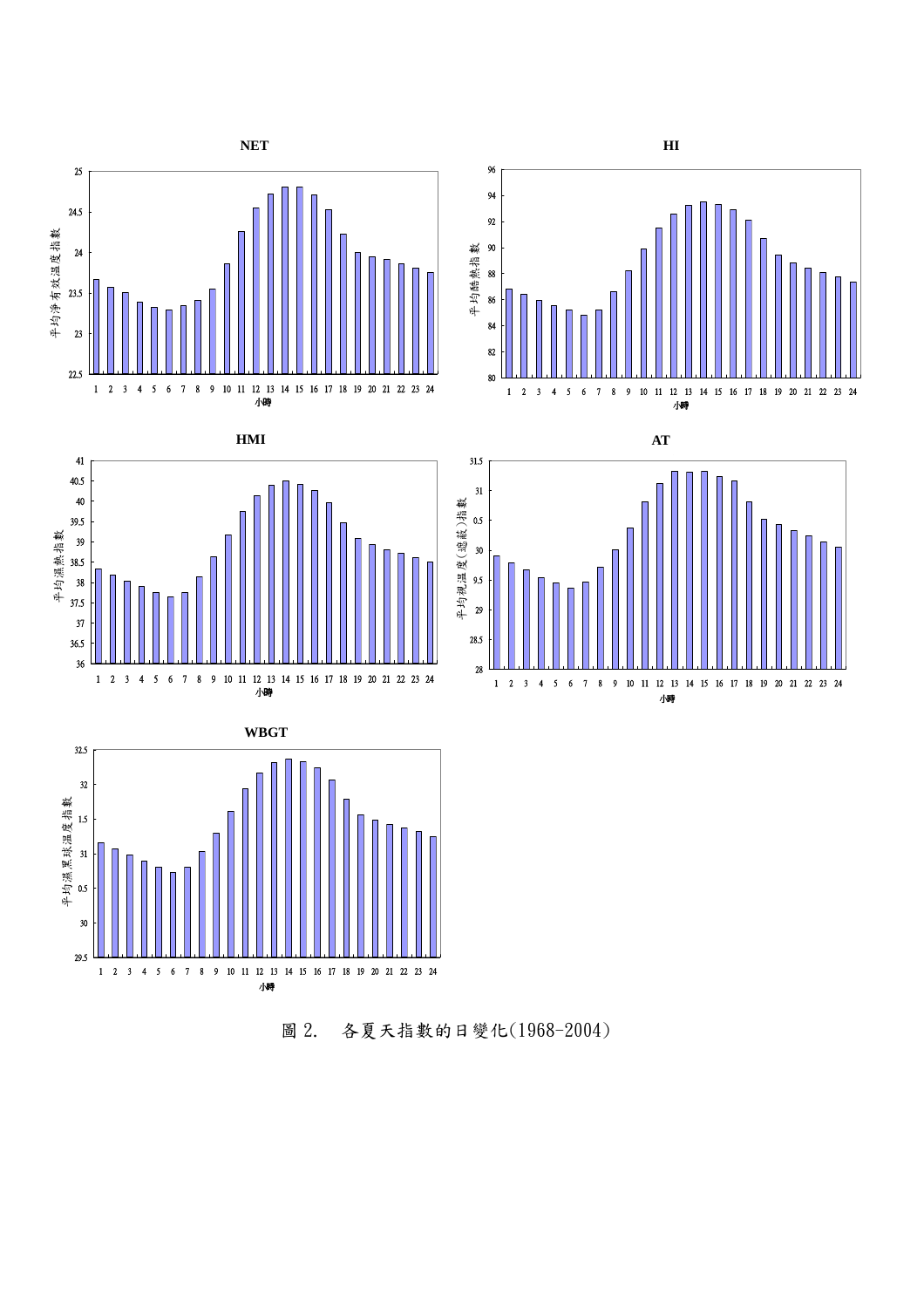圖 2.　各夏天指數的日變化(1968-2004)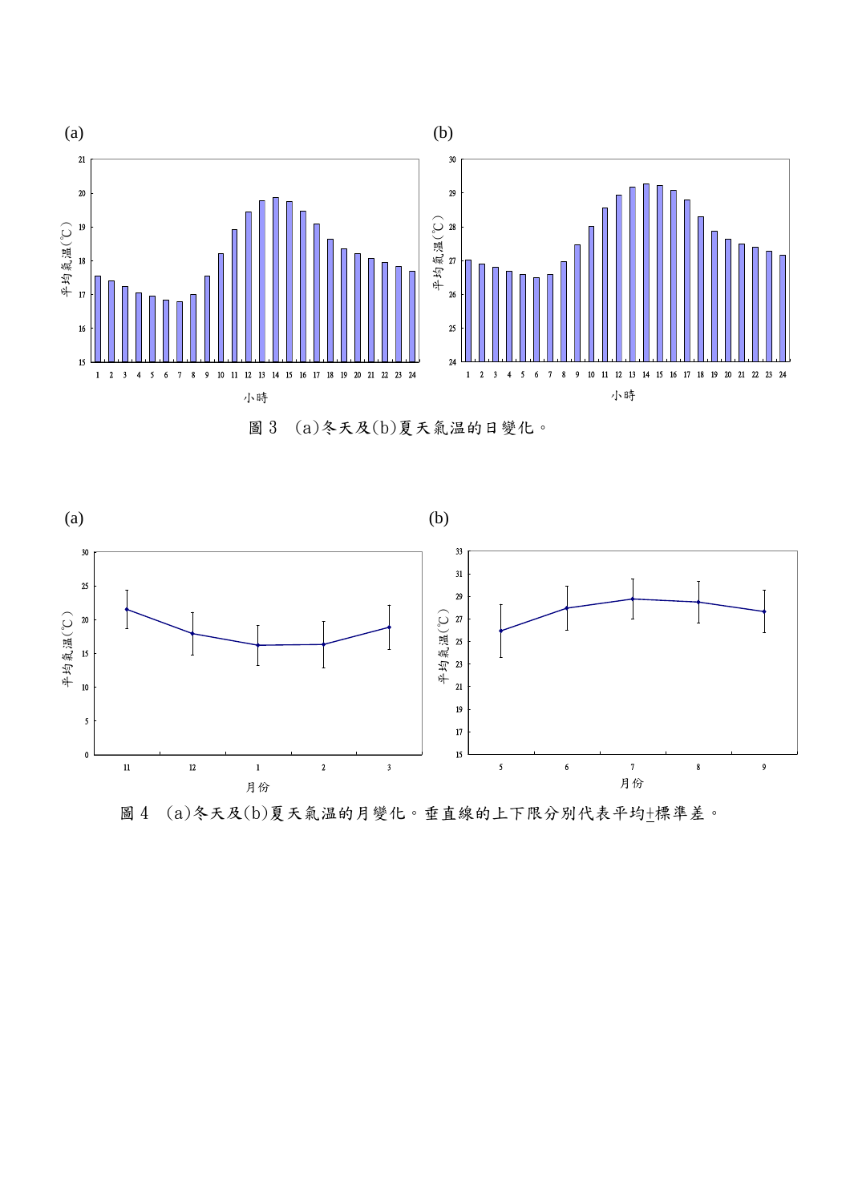(a)

(b)

圖 3　(a)冬天及(b)夏天氣溫的日變化。

(a)

(b)

圖 4　(a)冬天及(b)夏天氣溫的月變化。垂直線的上下限分別代表平均±標準差。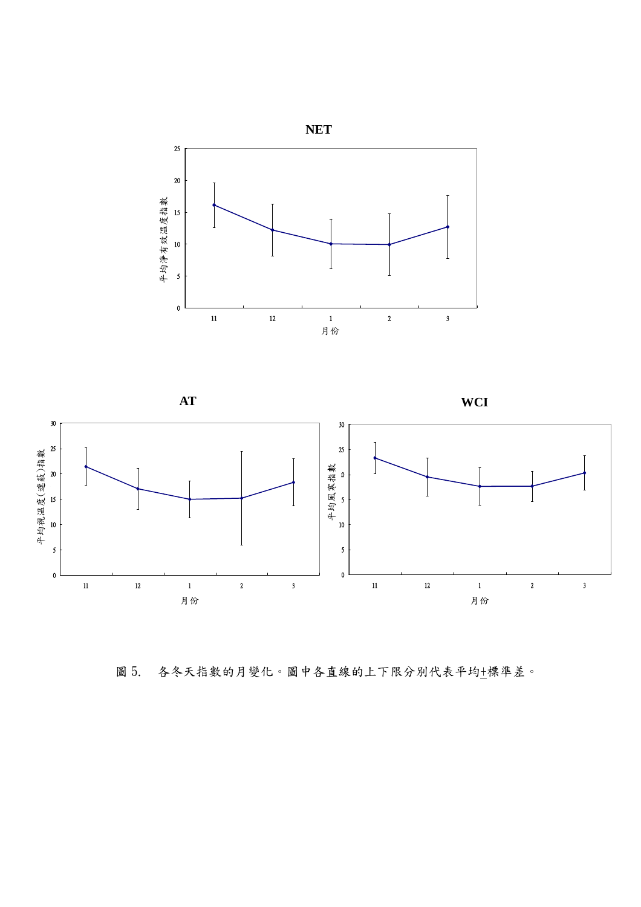NET

平均淨有效溫度指數

月份

AT

平均視溫度(遮蔽)指數

月份

WCI

平均風寒指數

月份

圖 5.　各冬天指數的月變化。圖中各直線的上下限分別代表平均±標準差。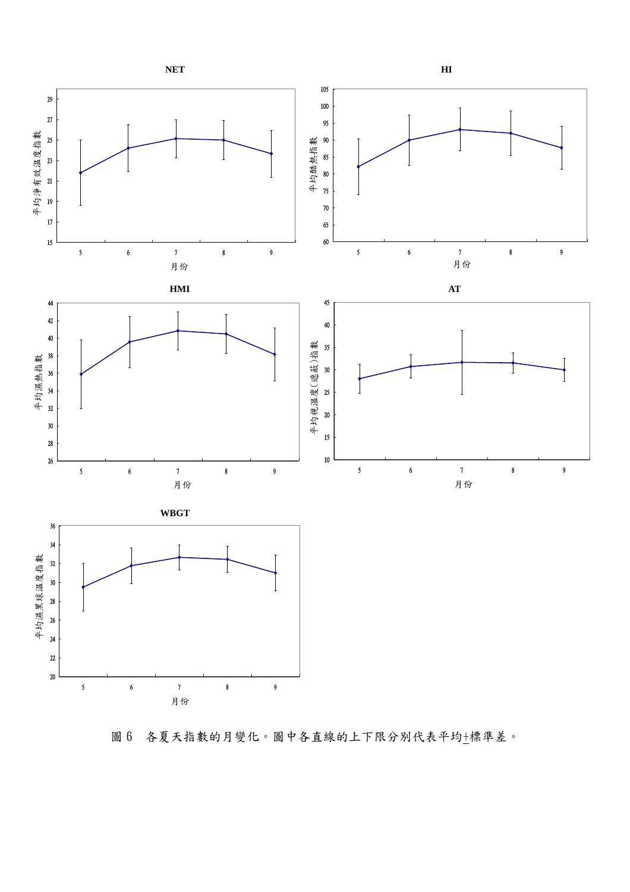圖 6　各夏天指數的月變化。圖中各直線的上下限分別代表平均+標準差。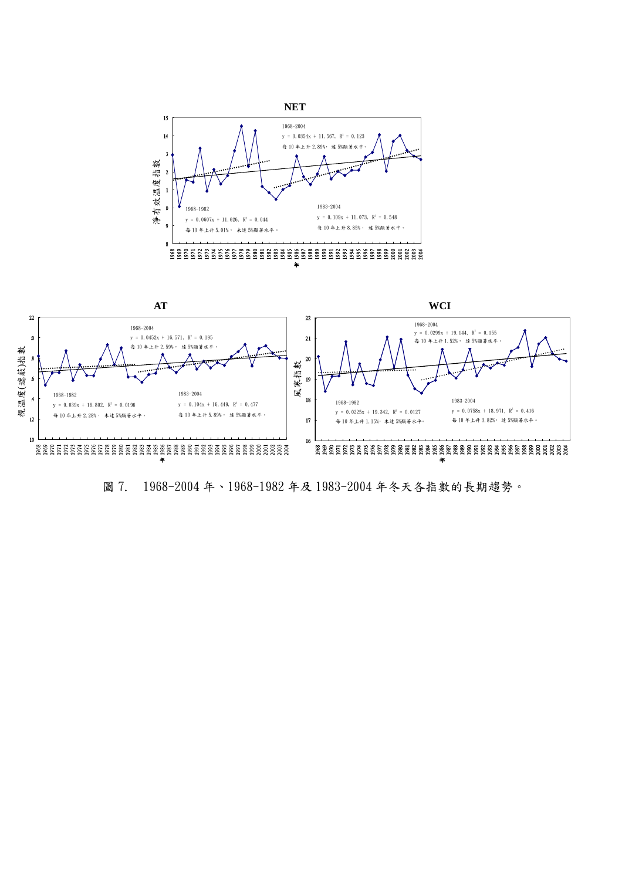**NET**

淨有效溫度指數

1968-2004

$y = 0.0354x + 11.567,\ R^2 = 0.123$

每10年上升2.89%，達5%顯著水平。

1968-1982

$y = 0.0607x + 11.626,\ R^2 = 0.044$

每10年上升5.01%，未達5%顯著水平。

1983-2004

$y = 0.109x + 11.073,\ R^2 = 0.548$

每10年上升8.85%，達5%顯著水平。

年

**AT**

視溫度(遮蔽)指數

1968-2004

$y = 0.0452x + 16.571,\ R^2 = 0.195$

每10年上升2.59%，達5%顯著水平。

1968-1982

$y = 0.039x + 16.802,\ R^2 = 0.0196$

每10年上升2.28%，未達5%顯著水平。

1983-2004

$y = 0.104x + 16.449,\ R^2 = 0.477$

每10年上升5.89%，達5%顯著水平。

年

**WCI**

風寒指數

1968-2004

$y = 0.0299x + 19.144,\ R^2 = 0.155$

每10年上升1.52%，達5%顯著水平。

1968-1982

$y = 0.0225x + 19.342,\ R^2 = 0.0127$

每10年上升1.15%，未達5%顯著水平。

1983-2004

$y = 0.0758x + 18.971,\ R^2 = 0.416$

每10年上升3.82%，達5%顯著水平。

年

圖7.　1968-2004年、1968-1982年及1983-2004年冬天各指數的長期趨勢。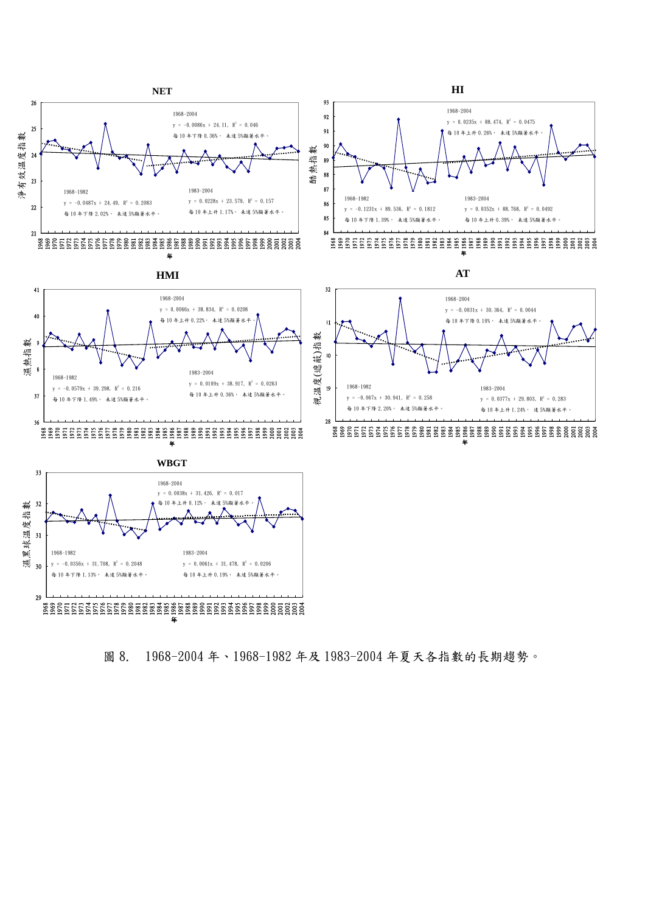**NET**

1968-2004

y = -0.0086x + 24.11, $R^2$ = 0.046

每10年下降0.36%，未達5%顯著水平。

1968-1982

y = -0.0487x + 24.49, $R^2$ = 0.2083

每10年下降2.02%，未達5%顯著水平。

1983-2004

y = 0.0228x + 23.579, $R^2$ = 0.157

每10年上升1.17%，未達5%顯著水平。

淨有效溫度指數

年

**HI**

1968-2004

y = 0.0235x + 88.474, $R^2$ = 0.0475

每10年上升0.26%，未達5%顯著水平。

1968-1982

y = -0.1231x + 89.536, $R^2$ = 0.1812

每10年下降1.39%，未達5%顯著水平。

1983-2004

y = 0.0352x + 88.768, $R^2$ = 0.0492

每10年上升0.39%，未達5%顯著水平。

酷熱指數

年

**HMI**

1968-2004

y = 0.0066x + 38.834, $R^2$ = 0.0208

每10年上升0.22%，未達5%顯著水平。

1968-1982

y = -0.0579x + 39.298, $R^2$ = 0.216

每10年下降1.49%，未達5%顯著水平。

1983-2004

y = 0.0109x + 38.917, $R^2$ = 0.0263

每10年上升0.36%，未達5%顯著水平。

濕熱指數

年

**AT**

1968-2004

y = -0.0031x + 30.364, $R^2$ = 0.0044

每10年下降0.10%，未達5%顯著水平。

1968-1982

y = -0.067x + 30.941, $R^2$ = 0.258

每10年下降2.20%，未達5%顯著水平。

1983-2004

y = 0.0377x + 29.803, $R^2$ = 0.283

每10年上升1.24%，達5%顯著水平。

視溫度(遮蔽)指數

年

**WBGT**

1968-2004

y = 0.0038x + 31.426, $R^2$ = 0.017

每10年上升0.12%，未達5%顯著水平。

1968-1982

y = -0.0356x + 31.708, $R^2$ = 0.2048

每10年下降1.13%，未達5%顯著水平。

1983-2004

y = 0.0061x + 31.478, $R^2$ = 0.0206

每10年上升0.19%，未達5%顯著水平。

濕黑球溫度指數

年

圖 8.　1968-2004 年、1968-1982 年及 1983-2004 年夏天各指數的長期趨勢。